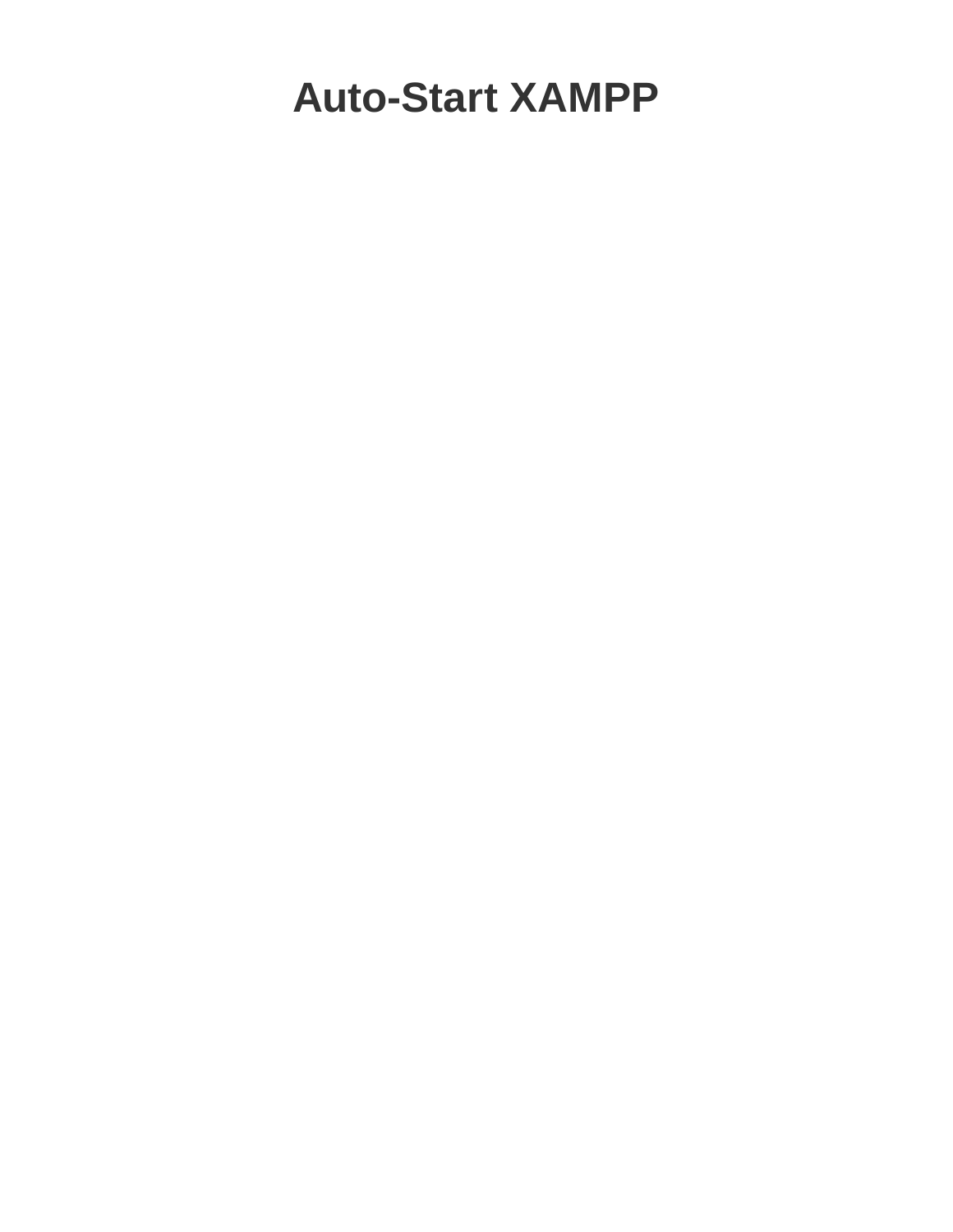# Auto-Start XAMPP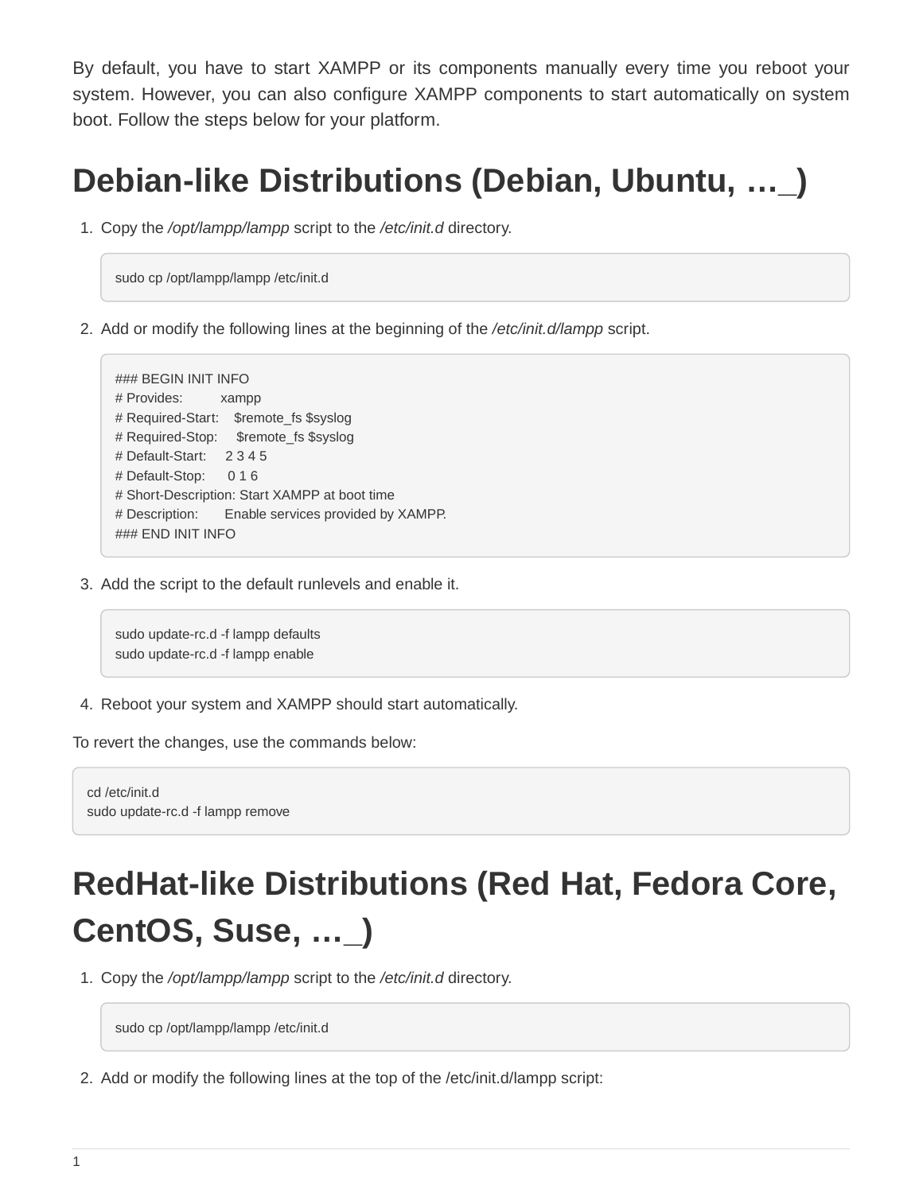By default, you have to start XAMPP or its components manually every time you reboot your system. However, you can also configure XAMPP components to start automatically on system boot. Follow the steps below for your platform.

## Debian-like Distributions (Debian, Ubuntu, …_)

1. Copy the */opt/lampp/lampp* script to the */etc/init.d* directory.

```
sudo cp /opt/lampp/lampp /etc/init.d
```

2. Add or modify the following lines at the beginning of the */etc/init.d/lampp* script.

```
### BEGIN INIT INFO
# Provides:          xampp
# Required-Start:    $remote_fs $syslog
# Required-Stop:     $remote_fs $syslog
# Default-Start:     2 3 4 5
# Default-Stop:      0 1 6
# Short-Description: Start XAMPP at boot time
# Description:       Enable services provided by XAMPP.
### END INIT INFO
```

3. Add the script to the default runlevels and enable it.

```
sudo update-rc.d -f lampp defaults
sudo update-rc.d -f lampp enable
```

4. Reboot your system and XAMPP should start automatically.

To revert the changes, use the commands below:

```
cd /etc/init.d
sudo update-rc.d -f lampp remove
```

## RedHat-like Distributions (Red Hat, Fedora Core, CentOS, Suse, …_)

1. Copy the */opt/lampp/lampp* script to the */etc/init.d* directory.

```
sudo cp /opt/lampp/lampp /etc/init.d
```

2. Add or modify the following lines at the top of the /etc/init.d/lampp script: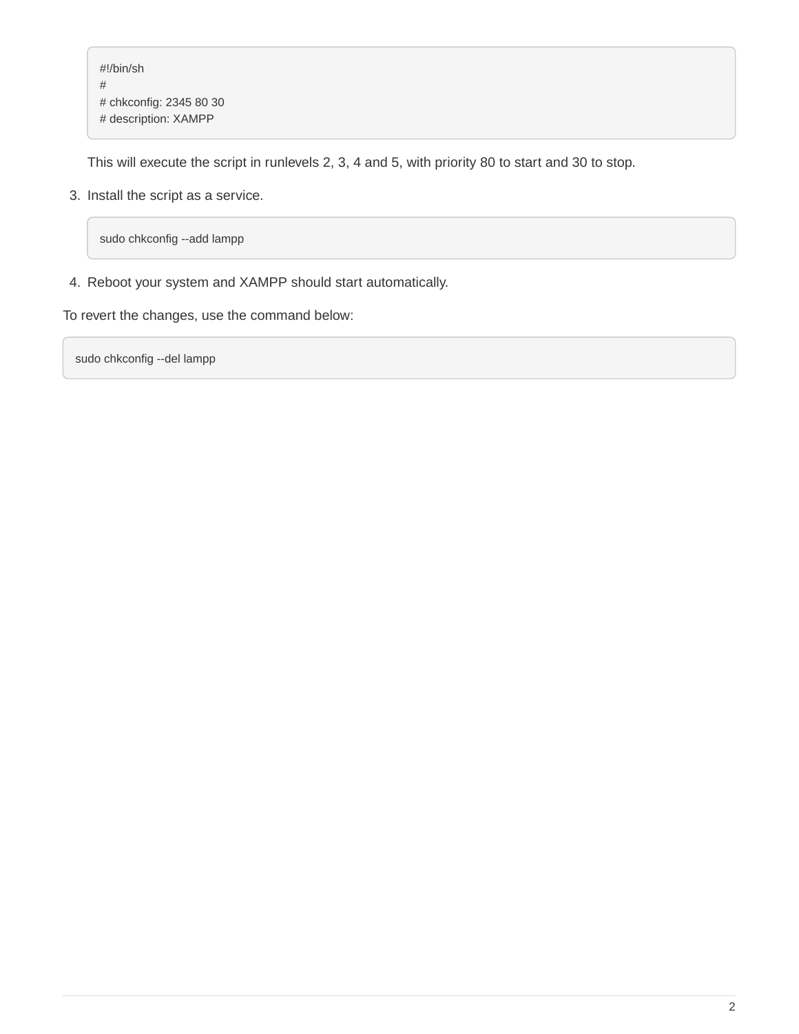```
#!/bin/sh
#
# chkconfig: 2345 80 30
# description: XAMPP
```

This will execute the script in runlevels 2, 3, 4 and 5, with priority 80 to start and 30 to stop.

3. Install the script as a service.

```
sudo chkconfig --add lampp
```

4. Reboot your system and XAMPP should start automatically.

To revert the changes, use the command below:

```
sudo chkconfig --del lampp
```